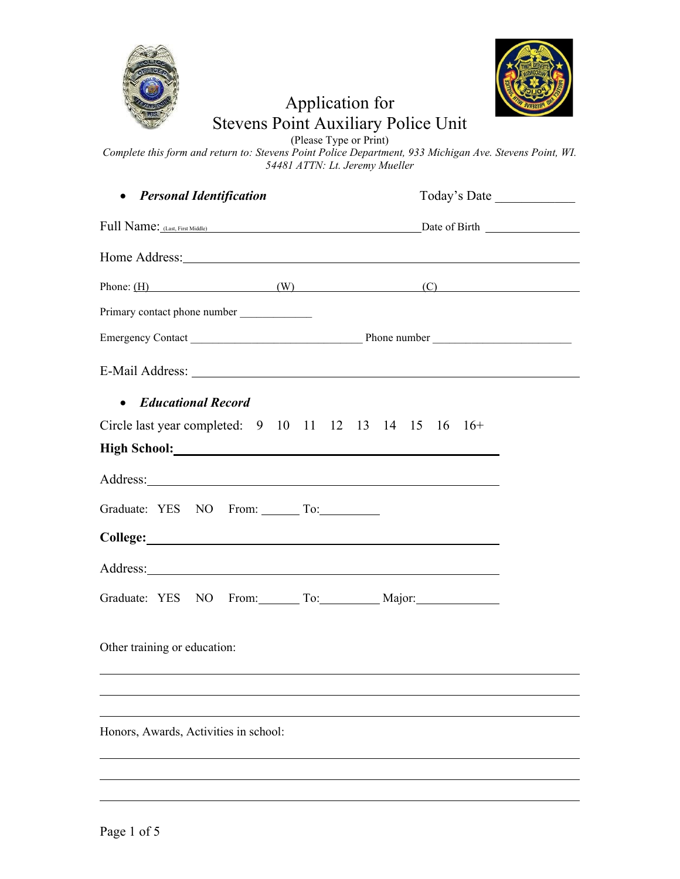# Application for
# Stevens Point Auxiliary Police Unit

(Please Type or Print)

*Complete this form and return to: Stevens Point Police Department, 933 Michigan Ave. Stevens Point, WI. 54481 ATTN: Lt. Jeremy Mueller*

- ***Personal Identification***

Today's Date ____________

Full Name: (Last, First Middle) ____________________________________ Date of Birth ________________

Home Address: ________________________________________________________________

Phone: (H) ____________________ (W) ____________________ (C) ____________________

Primary contact phone number _____________

Emergency Contact ______________________________ Phone number ________________________

E-Mail Address: ________________________________________________________________

- ***Educational Record***

Circle last year completed: 9 10 11 12 13 14 15 16 16+

**High School:** ______________________________________________

Address: ______________________________________________

Graduate: YES NO From: ______ To: __________

**College:** ______________________________________________

Address: ______________________________________________

Graduate: YES NO From: ______ To: __________ Major: ______________

Other training or education:

________________________________________________________________

________________________________________________________________

________________________________________________________________

Honors, Awards, Activities in school:

________________________________________________________________

________________________________________________________________

________________________________________________________________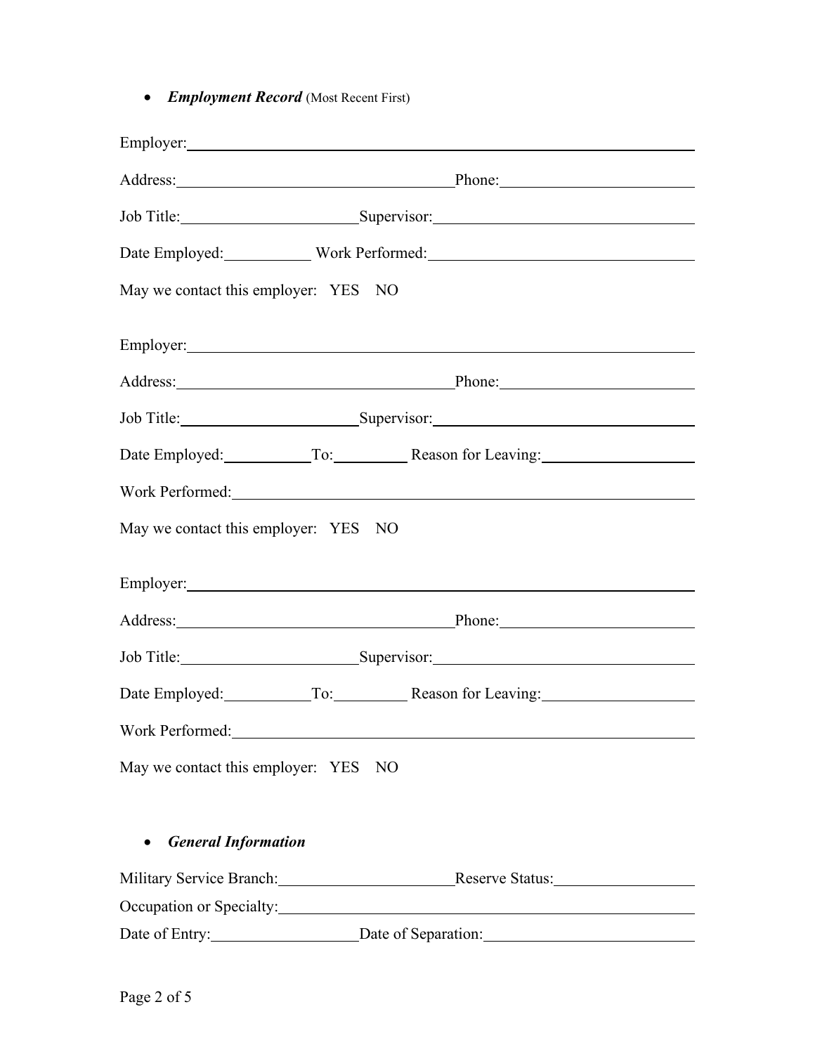- ***Employment Record*** (Most Recent First)

Employer: ______________________________________________

Address: ______________________ Phone: ______________

Job Title: ______________ Supervisor: ______________________

Date Employed: ________ Work Performed: ______________________

May we contact this employer: YES NO

Employer: ______________________________________________

Address: ______________________ Phone: ______________

Job Title: ______________ Supervisor: ______________________

Date Employed: ________ To: ________ Reason for Leaving: ______________

Work Performed: ______________________________________________

May we contact this employer: YES NO

Employer: ______________________________________________

Address: ______________________ Phone: ______________

Job Title: ______________ Supervisor: ______________________

Date Employed: ________ To: ________ Reason for Leaving: ______________

Work Performed: ______________________________________________

May we contact this employer: YES NO

- ***General Information***

Military Service Branch: ______________ Reserve Status: ______________

Occupation or Specialty: ______________________________________________

Date of Entry: ______________ Date of Separation: ______________________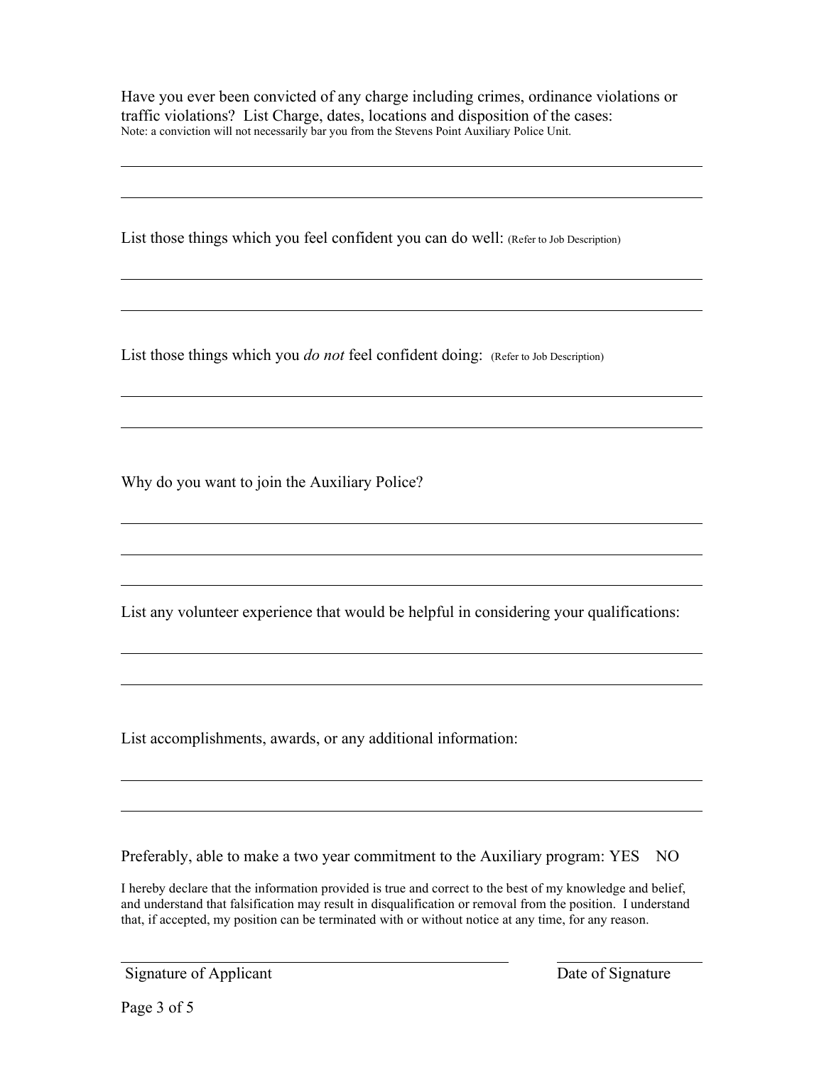Have you ever been convicted of any charge including crimes, ordinance violations or traffic violations? List Charge, dates, locations and disposition of the cases:
Note: a conviction will not necessarily bar you from the Stevens Point Auxiliary Police Unit.

\_\_\_\_\_\_\_\_\_\_\_\_\_\_\_\_\_\_\_\_\_\_\_\_\_\_\_\_\_\_\_\_\_\_\_\_\_\_\_\_\_\_\_\_\_\_\_\_\_\_\_\_\_\_\_\_\_\_

\_\_\_\_\_\_\_\_\_\_\_\_\_\_\_\_\_\_\_\_\_\_\_\_\_\_\_\_\_\_\_\_\_\_\_\_\_\_\_\_\_\_\_\_\_\_\_\_\_\_\_\_\_\_\_\_\_\_

List those things which you feel confident you can do well: (Refer to Job Description)

\_\_\_\_\_\_\_\_\_\_\_\_\_\_\_\_\_\_\_\_\_\_\_\_\_\_\_\_\_\_\_\_\_\_\_\_\_\_\_\_\_\_\_\_\_\_\_\_\_\_\_\_\_\_\_\_\_\_

\_\_\_\_\_\_\_\_\_\_\_\_\_\_\_\_\_\_\_\_\_\_\_\_\_\_\_\_\_\_\_\_\_\_\_\_\_\_\_\_\_\_\_\_\_\_\_\_\_\_\_\_\_\_\_\_\_\_

List those things which you *do not* feel confident doing: (Refer to Job Description)

\_\_\_\_\_\_\_\_\_\_\_\_\_\_\_\_\_\_\_\_\_\_\_\_\_\_\_\_\_\_\_\_\_\_\_\_\_\_\_\_\_\_\_\_\_\_\_\_\_\_\_\_\_\_\_\_\_\_

\_\_\_\_\_\_\_\_\_\_\_\_\_\_\_\_\_\_\_\_\_\_\_\_\_\_\_\_\_\_\_\_\_\_\_\_\_\_\_\_\_\_\_\_\_\_\_\_\_\_\_\_\_\_\_\_\_\_

Why do you want to join the Auxiliary Police?

\_\_\_\_\_\_\_\_\_\_\_\_\_\_\_\_\_\_\_\_\_\_\_\_\_\_\_\_\_\_\_\_\_\_\_\_\_\_\_\_\_\_\_\_\_\_\_\_\_\_\_\_\_\_\_\_\_\_

\_\_\_\_\_\_\_\_\_\_\_\_\_\_\_\_\_\_\_\_\_\_\_\_\_\_\_\_\_\_\_\_\_\_\_\_\_\_\_\_\_\_\_\_\_\_\_\_\_\_\_\_\_\_\_\_\_\_

\_\_\_\_\_\_\_\_\_\_\_\_\_\_\_\_\_\_\_\_\_\_\_\_\_\_\_\_\_\_\_\_\_\_\_\_\_\_\_\_\_\_\_\_\_\_\_\_\_\_\_\_\_\_\_\_\_\_

List any volunteer experience that would be helpful in considering your qualifications:

\_\_\_\_\_\_\_\_\_\_\_\_\_\_\_\_\_\_\_\_\_\_\_\_\_\_\_\_\_\_\_\_\_\_\_\_\_\_\_\_\_\_\_\_\_\_\_\_\_\_\_\_\_\_\_\_\_\_

\_\_\_\_\_\_\_\_\_\_\_\_\_\_\_\_\_\_\_\_\_\_\_\_\_\_\_\_\_\_\_\_\_\_\_\_\_\_\_\_\_\_\_\_\_\_\_\_\_\_\_\_\_\_\_\_\_\_

List accomplishments, awards, or any additional information:

\_\_\_\_\_\_\_\_\_\_\_\_\_\_\_\_\_\_\_\_\_\_\_\_\_\_\_\_\_\_\_\_\_\_\_\_\_\_\_\_\_\_\_\_\_\_\_\_\_\_\_\_\_\_\_\_\_\_

\_\_\_\_\_\_\_\_\_\_\_\_\_\_\_\_\_\_\_\_\_\_\_\_\_\_\_\_\_\_\_\_\_\_\_\_\_\_\_\_\_\_\_\_\_\_\_\_\_\_\_\_\_\_\_\_\_\_

Preferably, able to make a two year commitment to the Auxiliary program: YES NO

I hereby declare that the information provided is true and correct to the best of my knowledge and belief, and understand that falsification may result in disqualification or removal from the position. I understand that, if accepted, my position can be terminated with or without notice at any time, for any reason.

\_\_\_\_\_\_\_\_\_\_\_\_\_\_\_\_\_\_\_\_\_\_\_\_\_\_\_\_\_\_\_\_\_\_\_\_\_\_ \_\_\_\_\_\_\_\_\_\_\_\_\_\_\_\_

Signature of Applicant Date of Signature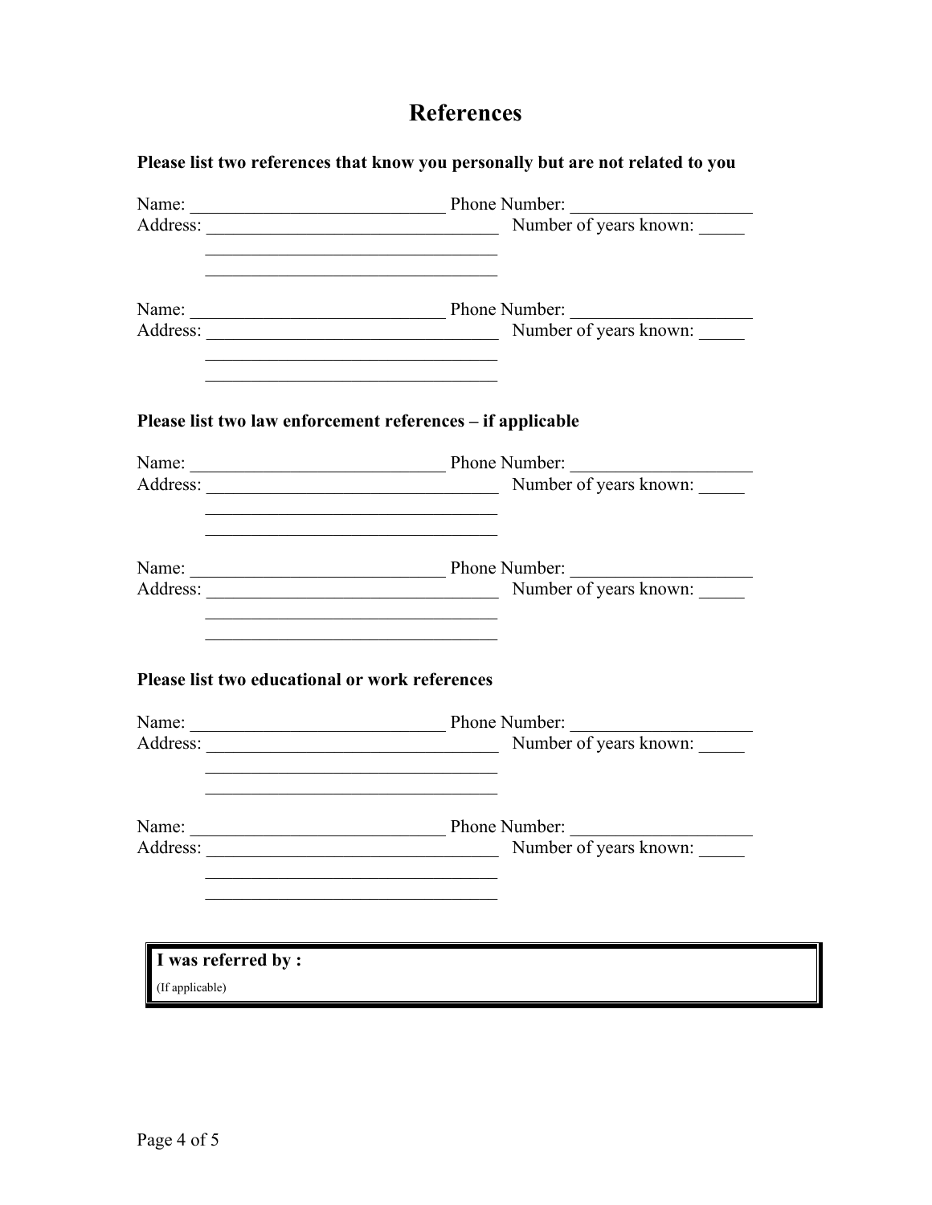# References

**Please list two references that know you personally but are not related to you**

Name: ____________________________ Phone Number: ____________________
Address: ________________________________ Number of years known: _____
________________________________
________________________________

Name: ____________________________ Phone Number: ____________________
Address: ________________________________ Number of years known: _____
________________________________
________________________________

**Please list two law enforcement references – if applicable**

Name: ____________________________ Phone Number: ____________________
Address: ________________________________ Number of years known: _____
________________________________
________________________________

Name: ____________________________ Phone Number: ____________________
Address: ________________________________ Number of years known: _____
________________________________
________________________________

**Please list two educational or work references**

Name: ____________________________ Phone Number: ____________________
Address: ________________________________ Number of years known: _____
________________________________
________________________________

Name: ____________________________ Phone Number: ____________________
Address: ________________________________ Number of years known: _____
________________________________
________________________________

**I was referred by :**
(If applicable)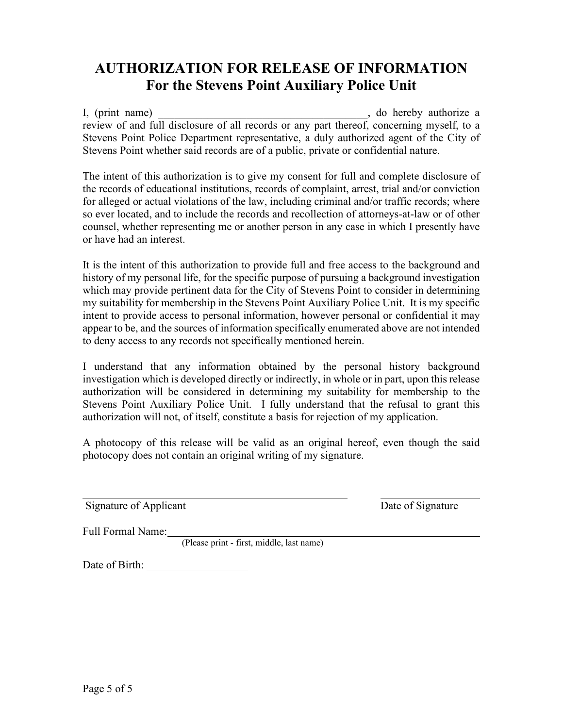# AUTHORIZATION FOR RELEASE OF INFORMATION
## For the Stevens Point Auxiliary Police Unit

I, (print name) ________________________________________, do hereby authorize a review of and full disclosure of all records or any part thereof, concerning myself, to a Stevens Point Police Department representative, a duly authorized agent of the City of Stevens Point whether said records are of a public, private or confidential nature.

The intent of this authorization is to give my consent for full and complete disclosure of the records of educational institutions, records of complaint, arrest, trial and/or conviction for alleged or actual violations of the law, including criminal and/or traffic records; where so ever located, and to include the records and recollection of attorneys-at-law or of other counsel, whether representing me or another person in any case in which I presently have or have had an interest.

It is the intent of this authorization to provide full and free access to the background and history of my personal life, for the specific purpose of pursuing a background investigation which may provide pertinent data for the City of Stevens Point to consider in determining my suitability for membership in the Stevens Point Auxiliary Police Unit. It is my specific intent to provide access to personal information, however personal or confidential it may appear to be, and the sources of information specifically enumerated above are not intended to deny access to any records not specifically mentioned herein.

I understand that any information obtained by the personal history background investigation which is developed directly or indirectly, in whole or in part, upon this release authorization will be considered in determining my suitability for membership to the Stevens Point Auxiliary Police Unit. I fully understand that the refusal to grant this authorization will not, of itself, constitute a basis for rejection of my application.

A photocopy of this release will be valid as an original hereof, even though the said photocopy does not contain an original writing of my signature.

_______________________________________________ ________________

Signature of Applicant Date of Signature

Full Formal Name: ______________________________________________________
(Please print - first, middle, last name)

Date of Birth: __________________